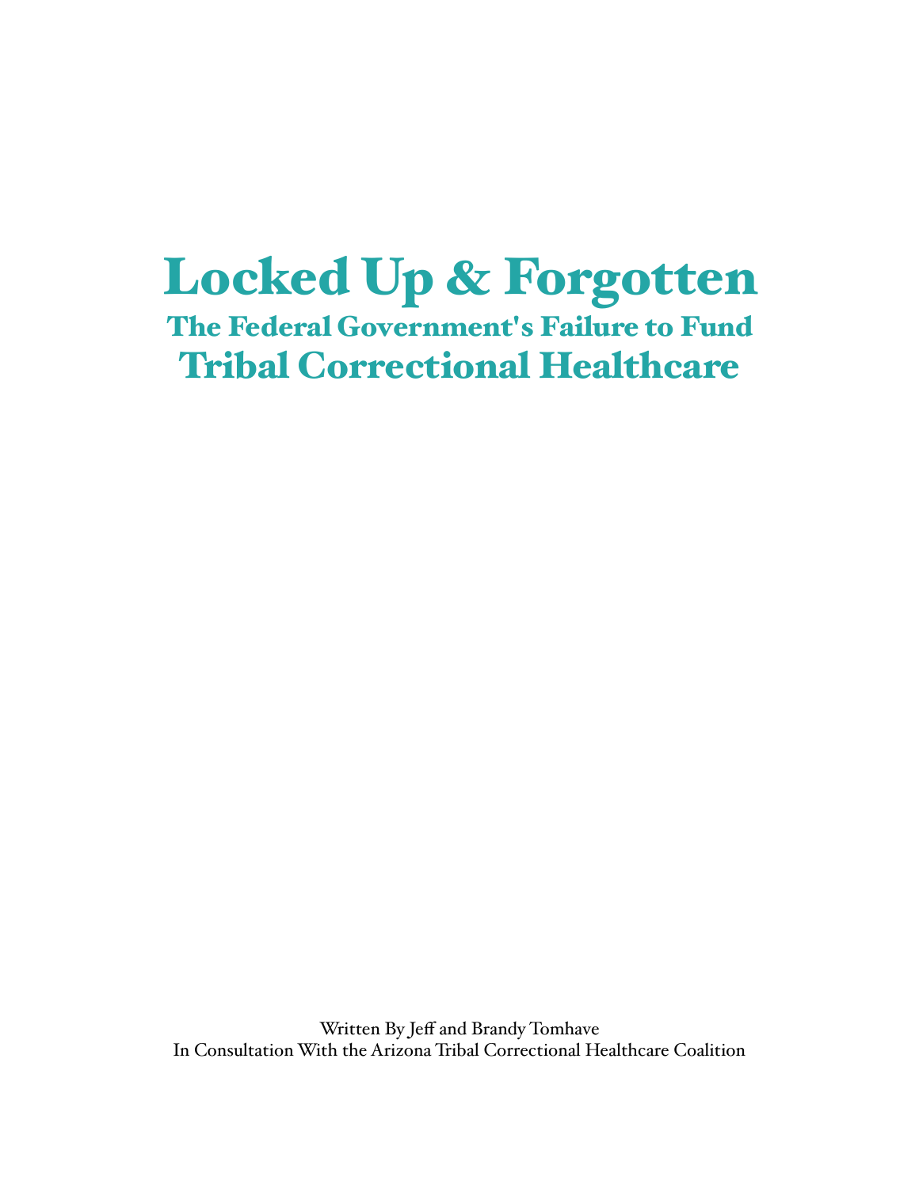# Locked Up & Forgotten

## The Federal Government's Failure to Fund
## Tribal Correctional Healthcare

Written By Jeff and Brandy Tomhave
In Consultation With the Arizona Tribal Correctional Healthcare Coalition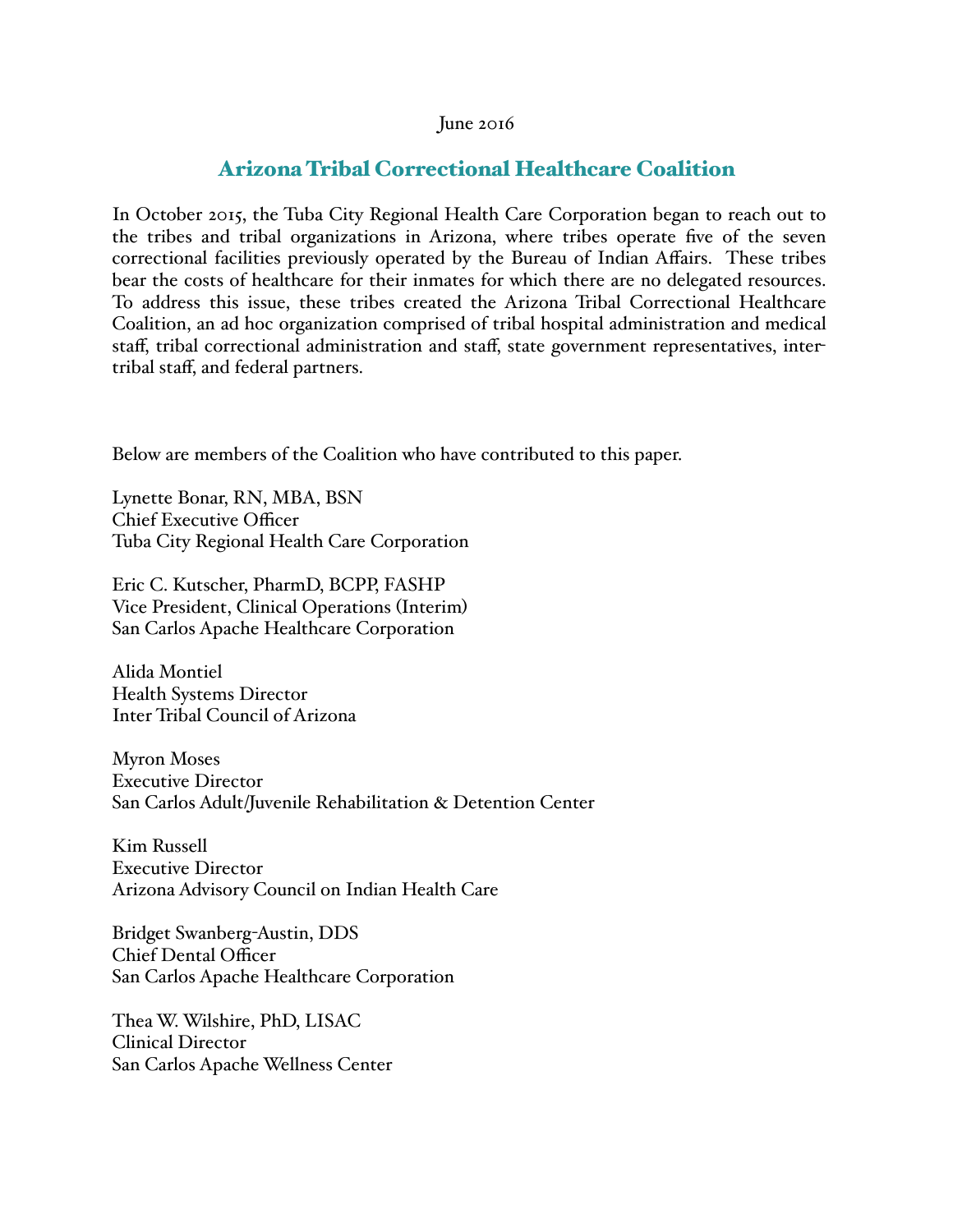June 2016

## Arizona Tribal Correctional Healthcare Coalition

In October 2015, the Tuba City Regional Health Care Corporation began to reach out to the tribes and tribal organizations in Arizona, where tribes operate five of the seven correctional facilities previously operated by the Bureau of Indian Affairs. These tribes bear the costs of healthcare for their inmates for which there are no delegated resources. To address this issue, these tribes created the Arizona Tribal Correctional Healthcare Coalition, an ad hoc organization comprised of tribal hospital administration and medical staff, tribal correctional administration and staff, state government representatives, inter-tribal staff, and federal partners.

Below are members of the Coalition who have contributed to this paper.

Lynette Bonar, RN, MBA, BSN
Chief Executive Officer
Tuba City Regional Health Care Corporation

Eric C. Kutscher, PharmD, BCPP, FASHP
Vice President, Clinical Operations (Interim)
San Carlos Apache Healthcare Corporation

Alida Montiel
Health Systems Director
Inter Tribal Council of Arizona

Myron Moses
Executive Director
San Carlos Adult/Juvenile Rehabilitation & Detention Center

Kim Russell
Executive Director
Arizona Advisory Council on Indian Health Care

Bridget Swanberg-Austin, DDS
Chief Dental Officer
San Carlos Apache Healthcare Corporation

Thea W. Wilshire, PhD, LISAC
Clinical Director
San Carlos Apache Wellness Center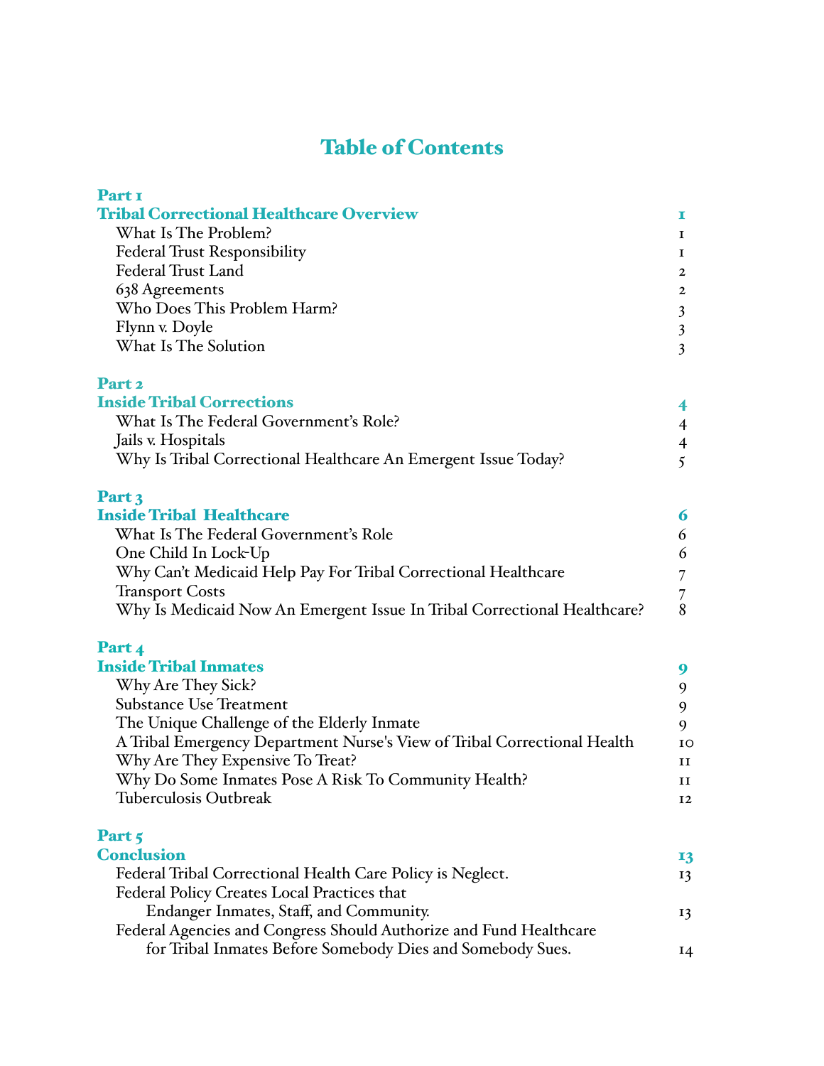# Table of Contents

**Part 1**
**Tribal Correctional Healthcare Overview** 1

- What Is The Problem? 1
- Federal Trust Responsibility 1
- Federal Trust Land 2
- 638 Agreements 2
- Who Does This Problem Harm? 3
- Flynn v. Doyle 3
- What Is The Solution 3

**Part 2**
**Inside Tribal Corrections** 4

- What Is The Federal Government's Role? 4
- Jails v. Hospitals 4
- Why Is Tribal Correctional Healthcare An Emergent Issue Today? 5

**Part 3**
**Inside Tribal Healthcare** 6

- What Is The Federal Government's Role 6
- One Child In Lock-Up 6
- Why Can't Medicaid Help Pay For Tribal Correctional Healthcare 7
- Transport Costs 7
- Why Is Medicaid Now An Emergent Issue In Tribal Correctional Healthcare? 8

**Part 4**
**Inside Tribal Inmates** 9

- Why Are They Sick? 9
- Substance Use Treatment 9
- The Unique Challenge of the Elderly Inmate 9
- A Tribal Emergency Department Nurse's View of Tribal Correctional Health 10
- Why Are They Expensive To Treat? 11
- Why Do Some Inmates Pose A Risk To Community Health? 11
- Tuberculosis Outbreak 12

**Part 5**
**Conclusion** 13

- Federal Tribal Correctional Health Care Policy is Neglect. 13
- Federal Policy Creates Local Practices that Endanger Inmates, Staff, and Community. 13
- Federal Agencies and Congress Should Authorize and Fund Healthcare for Tribal Inmates Before Somebody Dies and Somebody Sues. 14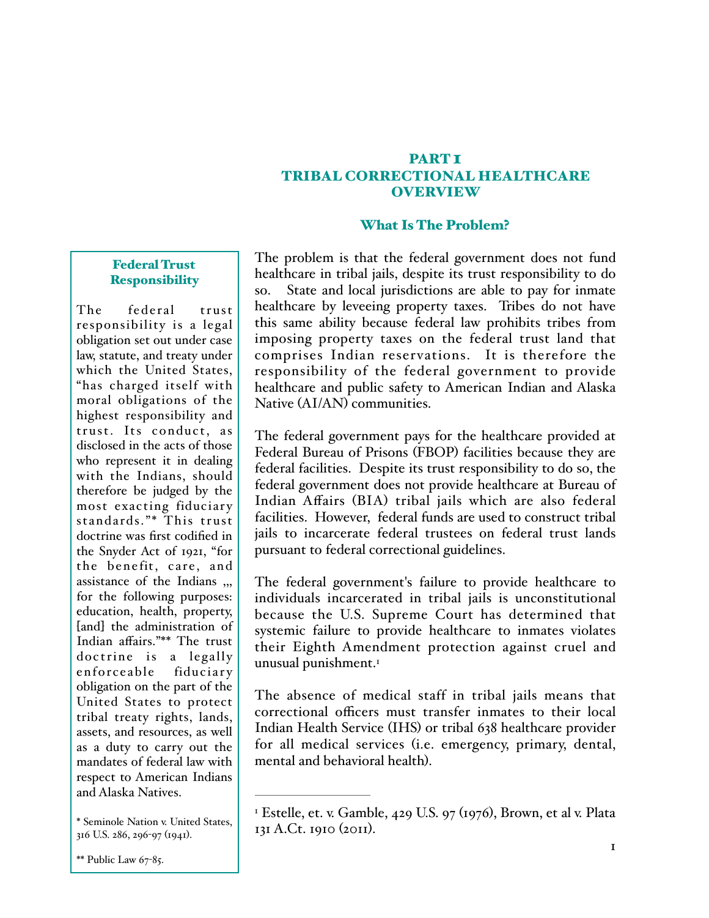# PART 1
# TRIBAL CORRECTIONAL HEALTHCARE OVERVIEW

## What Is The Problem?

The problem is that the federal government does not fund healthcare in tribal jails, despite its trust responsibility to do so. State and local jurisdictions are able to pay for inmate healthcare by leveeing property taxes. Tribes do not have this same ability because federal law prohibits tribes from imposing property taxes on the federal trust land that comprises Indian reservations. It is therefore the responsibility of the federal government to provide healthcare and public safety to American Indian and Alaska Native (AI/AN) communities.

The federal government pays for the healthcare provided at Federal Bureau of Prisons (FBOP) facilities because they are federal facilities. Despite its trust responsibility to do so, the federal government does not provide healthcare at Bureau of Indian Affairs (BIA) tribal jails which are also federal facilities. However, federal funds are used to construct tribal jails to incarcerate federal trustees on federal trust lands pursuant to federal correctional guidelines.

The federal government's failure to provide healthcare to individuals incarcerated in tribal jails is unconstitutional because the U.S. Supreme Court has determined that systemic failure to provide healthcare to inmates violates their Eighth Amendment protection against cruel and unusual punishment.[1]

The absence of medical staff in tribal jails means that correctional officers must transfer inmates to their local Indian Health Service (IHS) or tribal 638 healthcare provider for all medical services (i.e. emergency, primary, dental, mental and behavioral health).

[1] Estelle, et. v. Gamble, 429 U.S. 97 (1976), Brown, et al v. Plata 131 A.Ct. 1910 (2011).

### Federal Trust Responsibility

The federal trust responsibility is a legal obligation set out under case law, statute, and treaty under which the United States, "has charged itself with moral obligations of the highest responsibility and trust. Its conduct, as disclosed in the acts of those who represent it in dealing with the Indians, should therefore be judged by the most exacting fiduciary standards."* This trust doctrine was first codified in the Snyder Act of 1921, "for the benefit, care, and assistance of the Indians ,,, for the following purposes: education, health, property, [and] the administration of Indian affairs."** The trust doctrine is a legally enforceable fiduciary obligation on the part of the United States to protect tribal treaty rights, lands, assets, and resources, as well as a duty to carry out the mandates of federal law with respect to American Indians and Alaska Natives.

* Seminole Nation v. United States, 316 U.S. 286, 296-97 (1941).

** Public Law 67-85.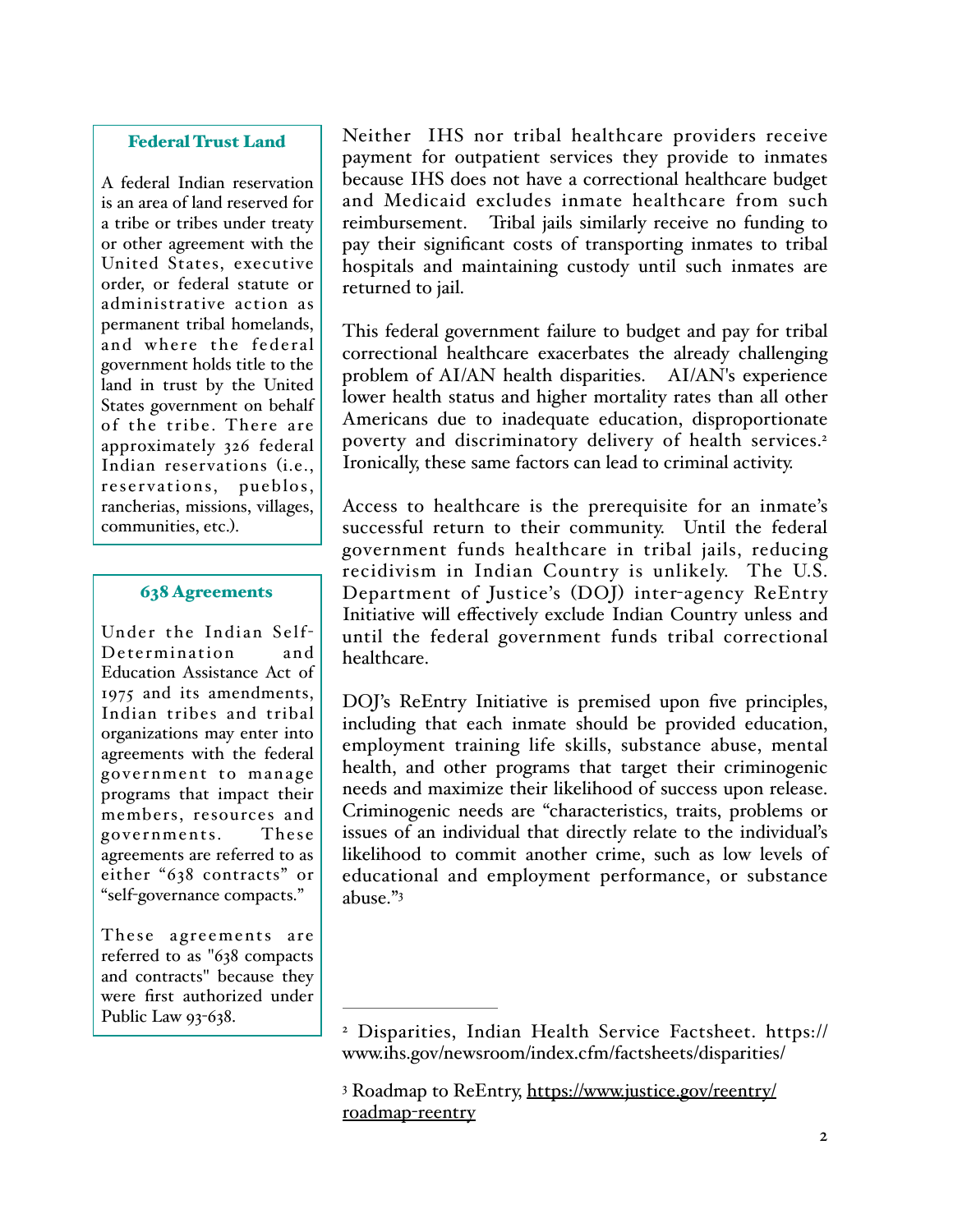### Federal Trust Land

A federal Indian reservation is an area of land reserved for a tribe or tribes under treaty or other agreement with the United States, executive order, or federal statute or administrative action as permanent tribal homelands, and where the federal government holds title to the land in trust by the United States government on behalf of the tribe. There are approximately 326 federal Indian reservations (i.e., reservations, pueblos, rancherias, missions, villages, communities, etc.).

### 638 Agreements

Under the Indian Self-Determination and Education Assistance Act of 1975 and its amendments, Indian tribes and tribal organizations may enter into agreements with the federal government to manage programs that impact their members, resources and governments. These agreements are referred to as either "638 contracts" or "self-governance compacts."

These agreements are referred to as "638 compacts and contracts" because they were first authorized under Public Law 93-638.

Neither IHS nor tribal healthcare providers receive payment for outpatient services they provide to inmates because IHS does not have a correctional healthcare budget and Medicaid excludes inmate healthcare from such reimbursement. Tribal jails similarly receive no funding to pay their significant costs of transporting inmates to tribal hospitals and maintaining custody until such inmates are returned to jail.

This federal government failure to budget and pay for tribal correctional healthcare exacerbates the already challenging problem of AI/AN health disparities. AI/AN's experience lower health status and higher mortality rates than all other Americans due to inadequate education, disproportionate poverty and discriminatory delivery of health services.[2] Ironically, these same factors can lead to criminal activity.

Access to healthcare is the prerequisite for an inmate's successful return to their community. Until the federal government funds healthcare in tribal jails, reducing recidivism in Indian Country is unlikely. The U.S. Department of Justice's (DOJ) inter-agency ReEntry Initiative will effectively exclude Indian Country unless and until the federal government funds tribal correctional healthcare.

DOJ's ReEntry Initiative is premised upon five principles, including that each inmate should be provided education, employment training life skills, substance abuse, mental health, and other programs that target their criminogenic needs and maximize their likelihood of success upon release. Criminogenic needs are "characteristics, traits, problems or issues of an individual that directly relate to the individual's likelihood to commit another crime, such as low levels of educational and employment performance, or substance abuse."[3]

---

[2] Disparities, Indian Health Service Factsheet. https://www.ihs.gov/newsroom/index.cfm/factsheets/disparities/

[3] Roadmap to ReEntry, https://www.justice.gov/reentry/roadmap-reentry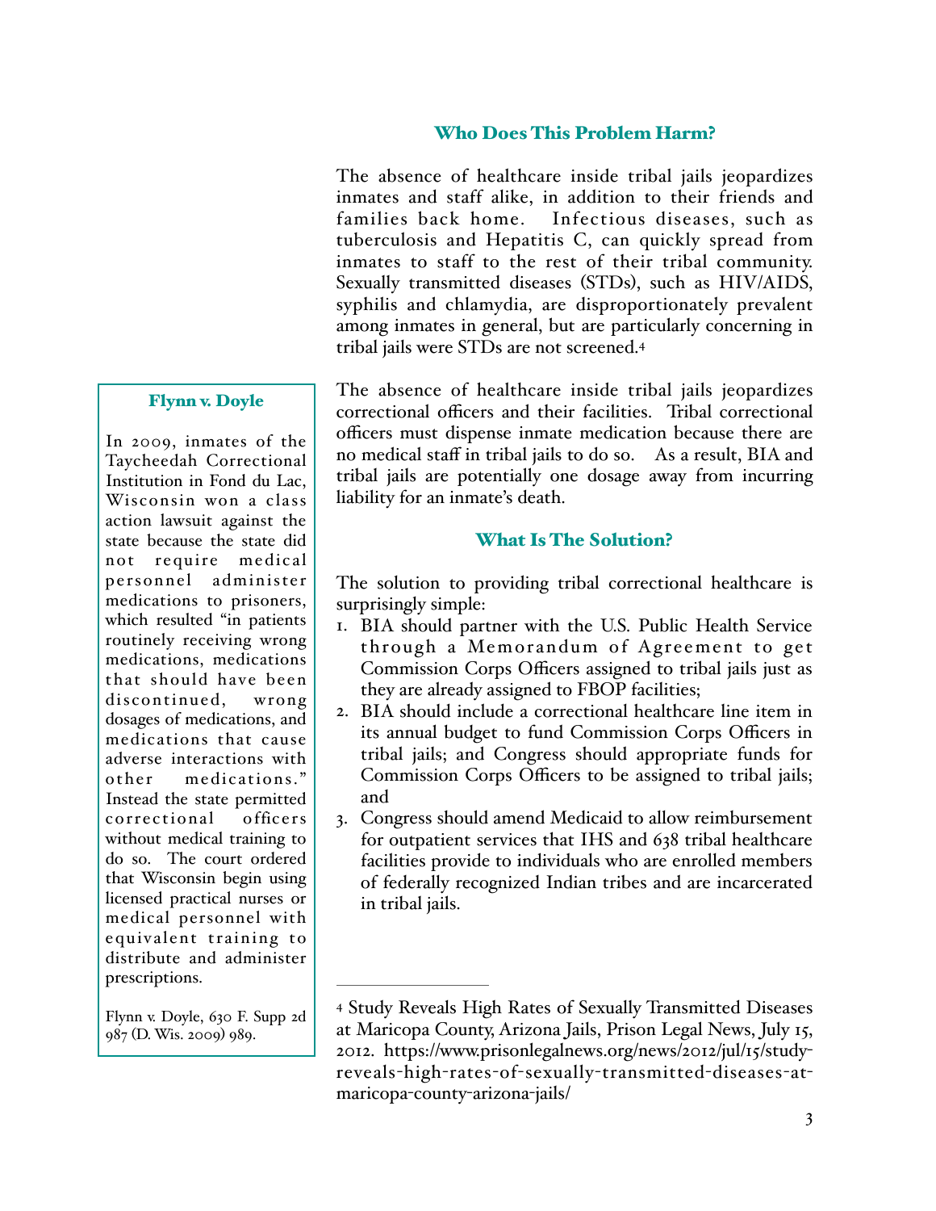## Who Does This Problem Harm?

The absence of healthcare inside tribal jails jeopardizes inmates and staff alike, in addition to their friends and families back home. Infectious diseases, such as tuberculosis and Hepatitis C, can quickly spread from inmates to staff to the rest of their tribal community. Sexually transmitted diseases (STDs), such as HIV/AIDS, syphilis and chlamydia, are disproportionately prevalent among inmates in general, but are particularly concerning in tribal jails were STDs are not screened.[4]

The absence of healthcare inside tribal jails jeopardizes correctional officers and their facilities. Tribal correctional officers must dispense inmate medication because there are no medical staff in tribal jails to do so. As a result, BIA and tribal jails are potentially one dosage away from incurring liability for an inmate's death.

### Flynn v. Doyle

In 2009, inmates of the Taycheedah Correctional Institution in Fond du Lac, Wisconsin won a class action lawsuit against the state because the state did not require medical personnel administer medications to prisoners, which resulted "in patients routinely receiving wrong medications, medications that should have been discontinued, wrong dosages of medications, and medications that cause adverse interactions with other medications." Instead the state permitted correctional officers without medical training to do so. The court ordered that Wisconsin begin using licensed practical nurses or medical personnel with equivalent training to distribute and administer prescriptions.

Flynn v. Doyle, 630 F. Supp 2d 987 (D. Wis. 2009) 989.

## What Is The Solution?

The solution to providing tribal correctional healthcare is surprisingly simple:

1. BIA should partner with the U.S. Public Health Service through a Memorandum of Agreement to get Commission Corps Officers assigned to tribal jails just as they are already assigned to FBOP facilities;
2. BIA should include a correctional healthcare line item in its annual budget to fund Commission Corps Officers in tribal jails; and Congress should appropriate funds for Commission Corps Officers to be assigned to tribal jails; and
3. Congress should amend Medicaid to allow reimbursement for outpatient services that IHS and 638 tribal healthcare facilities provide to individuals who are enrolled members of federally recognized Indian tribes and are incarcerated in tribal jails.

---

[4] Study Reveals High Rates of Sexually Transmitted Diseases at Maricopa County, Arizona Jails, Prison Legal News, July 15, 2012. https://www.prisonlegalnews.org/news/2012/jul/15/study-reveals-high-rates-of-sexually-transmitted-diseases-at-maricopa-county-arizona-jails/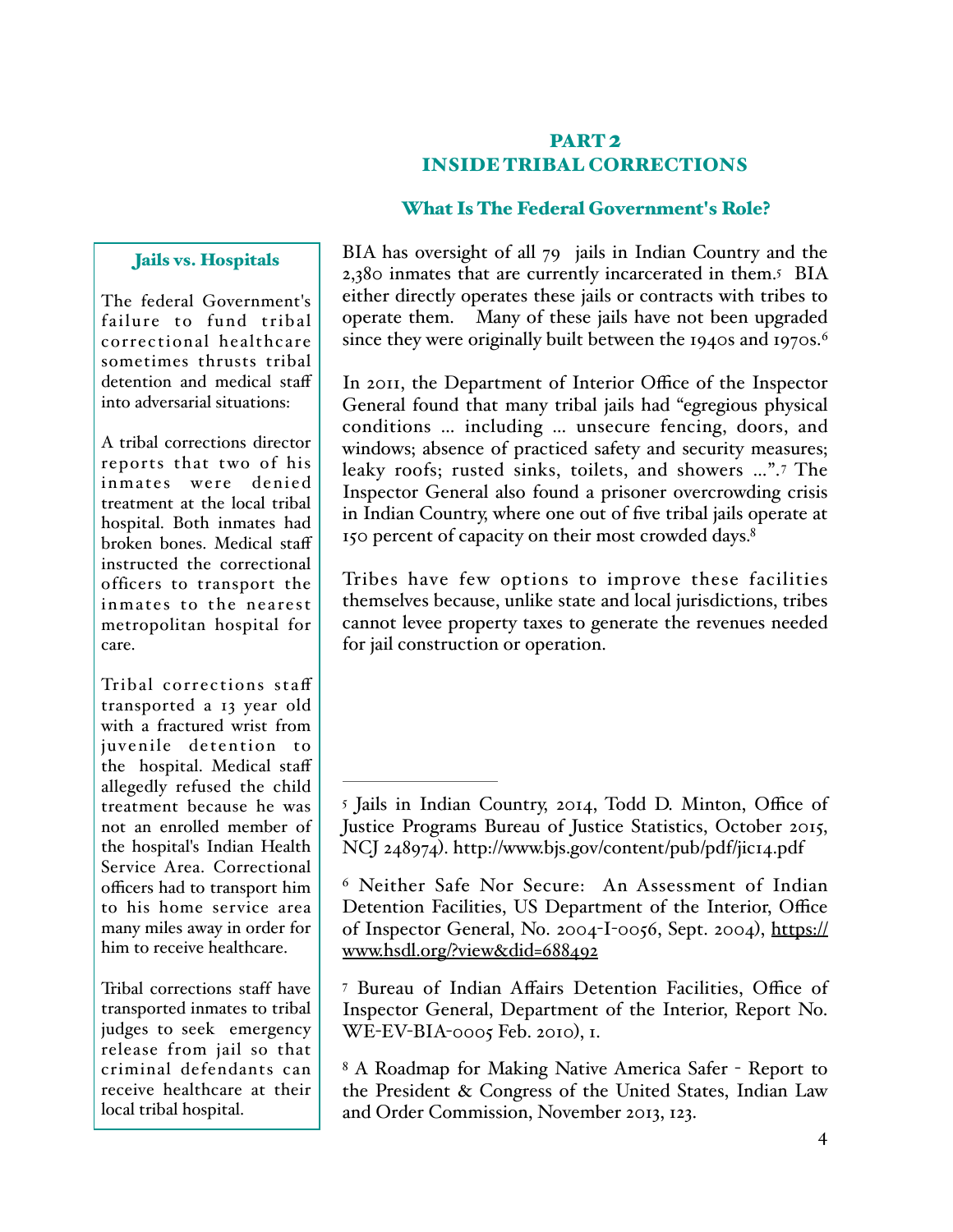## PART 2
## INSIDE TRIBAL CORRECTIONS

### What Is The Federal Government's Role?

BIA has oversight of all 79 jails in Indian Country and the 2,380 inmates that are currently incarcerated in them.[5] BIA either directly operates these jails or contracts with tribes to operate them. Many of these jails have not been upgraded since they were originally built between the 1940s and 1970s.[6]

In 2011, the Department of Interior Office of the Inspector General found that many tribal jails had "egregious physical conditions … including … unsecure fencing, doors, and windows; absence of practiced safety and security measures; leaky roofs; rusted sinks, toilets, and showers …".[7] The Inspector General also found a prisoner overcrowding crisis in Indian Country, where one out of five tribal jails operate at 150 percent of capacity on their most crowded days.[8]

Tribes have few options to improve these facilities themselves because, unlike state and local jurisdictions, tribes cannot levee property taxes to generate the revenues needed for jail construction or operation.

### Jails vs. Hospitals

The federal Government's failure to fund tribal correctional healthcare sometimes thrusts tribal detention and medical staff into adversarial situations:

A tribal corrections director reports that two of his inmates were denied treatment at the local tribal hospital. Both inmates had broken bones. Medical staff instructed the correctional officers to transport the inmates to the nearest metropolitan hospital for care.

Tribal corrections staff transported a 13 year old with a fractured wrist from juvenile detention to the hospital. Medical staff allegedly refused the child treatment because he was not an enrolled member of the hospital's Indian Health Service Area. Correctional officers had to transport him to his home service area many miles away in order for him to receive healthcare.

Tribal corrections staff have transported inmates to tribal judges to seek emergency release from jail so that criminal defendants can receive healthcare at their local tribal hospital.

---

[5] Jails in Indian Country, 2014, Todd D. Minton, Office of Justice Programs Bureau of Justice Statistics, October 2015, NCJ 248974). http://www.bjs.gov/content/pub/pdf/jic14.pdf

[6] Neither Safe Nor Secure: An Assessment of Indian Detention Facilities, US Department of the Interior, Office of Inspector General, No. 2004-I-0056, Sept. 2004), https://www.hsdl.org/?view&did=688492

[7] Bureau of Indian Affairs Detention Facilities, Office of Inspector General, Department of the Interior, Report No. WE-EV-BIA-0005 Feb. 2010), 1.

[8] A Roadmap for Making Native America Safer - Report to the President & Congress of the United States, Indian Law and Order Commission, November 2013, 123.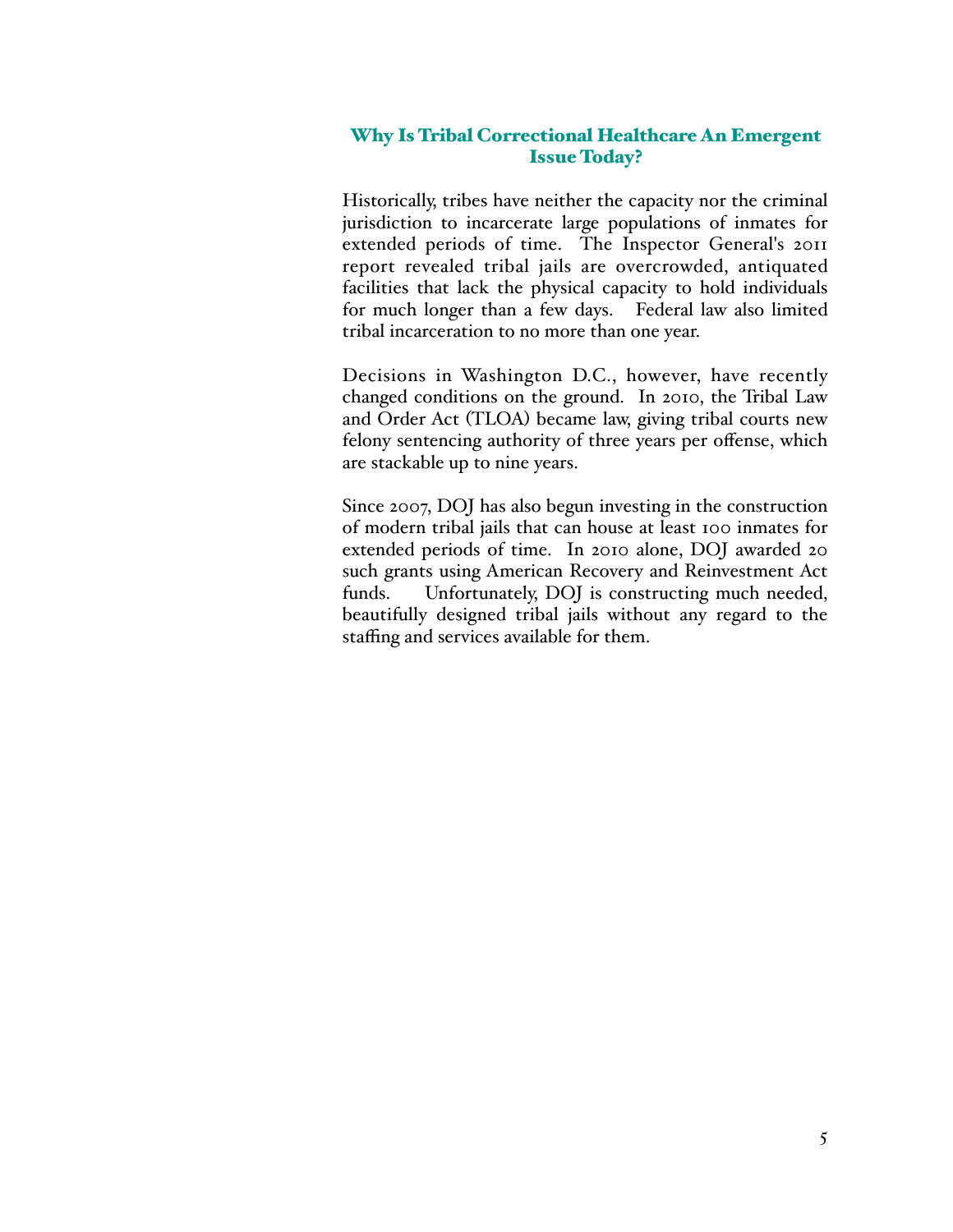## Why Is Tribal Correctional Healthcare An Emergent Issue Today?

Historically, tribes have neither the capacity nor the criminal jurisdiction to incarcerate large populations of inmates for extended periods of time. The Inspector General's 2011 report revealed tribal jails are overcrowded, antiquated facilities that lack the physical capacity to hold individuals for much longer than a few days. Federal law also limited tribal incarceration to no more than one year.

Decisions in Washington D.C., however, have recently changed conditions on the ground. In 2010, the Tribal Law and Order Act (TLOA) became law, giving tribal courts new felony sentencing authority of three years per offense, which are stackable up to nine years.

Since 2007, DOJ has also begun investing in the construction of modern tribal jails that can house at least 100 inmates for extended periods of time. In 2010 alone, DOJ awarded 20 such grants using American Recovery and Reinvestment Act funds. Unfortunately, DOJ is constructing much needed, beautifully designed tribal jails without any regard to the staffing and services available for them.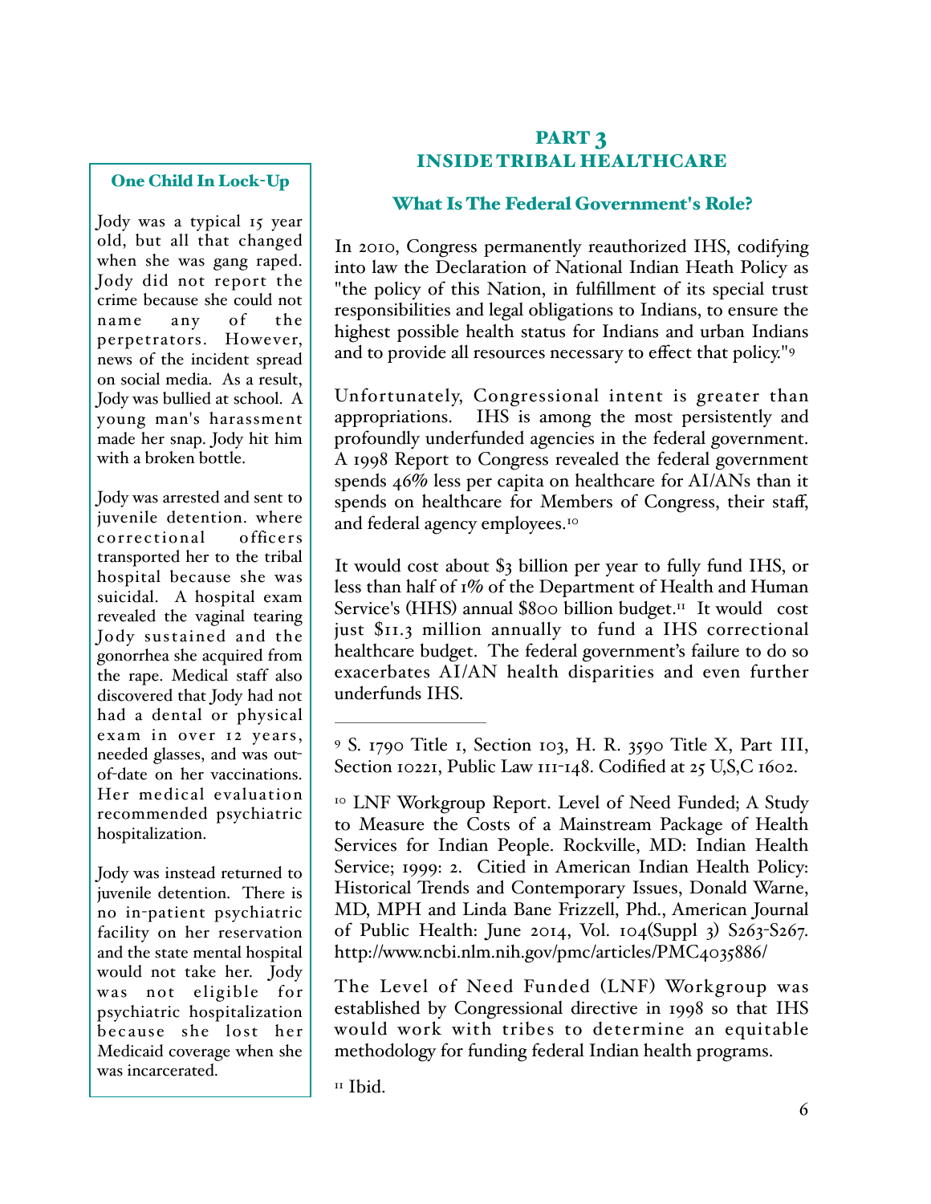## PART 3
## INSIDE TRIBAL HEALTHCARE

### What Is The Federal Government's Role?

In 2010, Congress permanently reauthorized IHS, codifying into law the Declaration of National Indian Heath Policy as "the policy of this Nation, in fulfillment of its special trust responsibilities and legal obligations to Indians, to ensure the highest possible health status for Indians and urban Indians and to provide all resources necessary to effect that policy."[9]

Unfortunately, Congressional intent is greater than appropriations. IHS is among the most persistently and profoundly underfunded agencies in the federal government. A 1998 Report to Congress revealed the federal government spends 46% less per capita on healthcare for AI/ANs than it spends on healthcare for Members of Congress, their staff, and federal agency employees.[10]

It would cost about $3 billion per year to fully fund IHS, or less than half of 1% of the Department of Health and Human Service's (HHS) annual $800 billion budget.[11] It would cost just $11.3 million annually to fund a IHS correctional healthcare budget. The federal government's failure to do so exacerbates AI/AN health disparities and even further underfunds IHS.

### One Child In Lock-Up

Jody was a typical 15 year old, but all that changed when she was gang raped. Jody did not report the crime because she could not name any of the perpetrators. However, news of the incident spread on social media. As a result, Jody was bullied at school. A young man's harassment made her snap. Jody hit him with a broken bottle.

Jody was arrested and sent to juvenile detention. where correctional officers transported her to the tribal hospital because she was suicidal. A hospital exam revealed the vaginal tearing Jody sustained and the gonorrhea she acquired from the rape. Medical staff also discovered that Jody had not had a dental or physical exam in over 12 years, needed glasses, and was out-of-date on her vaccinations. Her medical evaluation recommended psychiatric hospitalization.

Jody was instead returned to juvenile detention. There is no in-patient psychiatric facility on her reservation and the state mental hospital would not take her. Jody was not eligible for psychiatric hospitalization because she lost her Medicaid coverage when she was incarcerated.

---

[9] S. 1790 Title 1, Section 103, H. R. 3590 Title X, Part III, Section 10221, Public Law 111-148. Codified at 25 U,S,C 1602.

[10] LNF Workgroup Report. Level of Need Funded; A Study to Measure the Costs of a Mainstream Package of Health Services for Indian People. Rockville, MD: Indian Health Service; 1999: 2. Citied in American Indian Health Policy: Historical Trends and Contemporary Issues, Donald Warne, MD, MPH and Linda Bane Frizzell, Phd., American Journal of Public Health: June 2014, Vol. 104(Suppl 3) S263-S267. http://www.ncbi.nlm.nih.gov/pmc/articles/PMC4035886/

The Level of Need Funded (LNF) Workgroup was established by Congressional directive in 1998 so that IHS would work with tribes to determine an equitable methodology for funding federal Indian health programs.

[11] Ibid.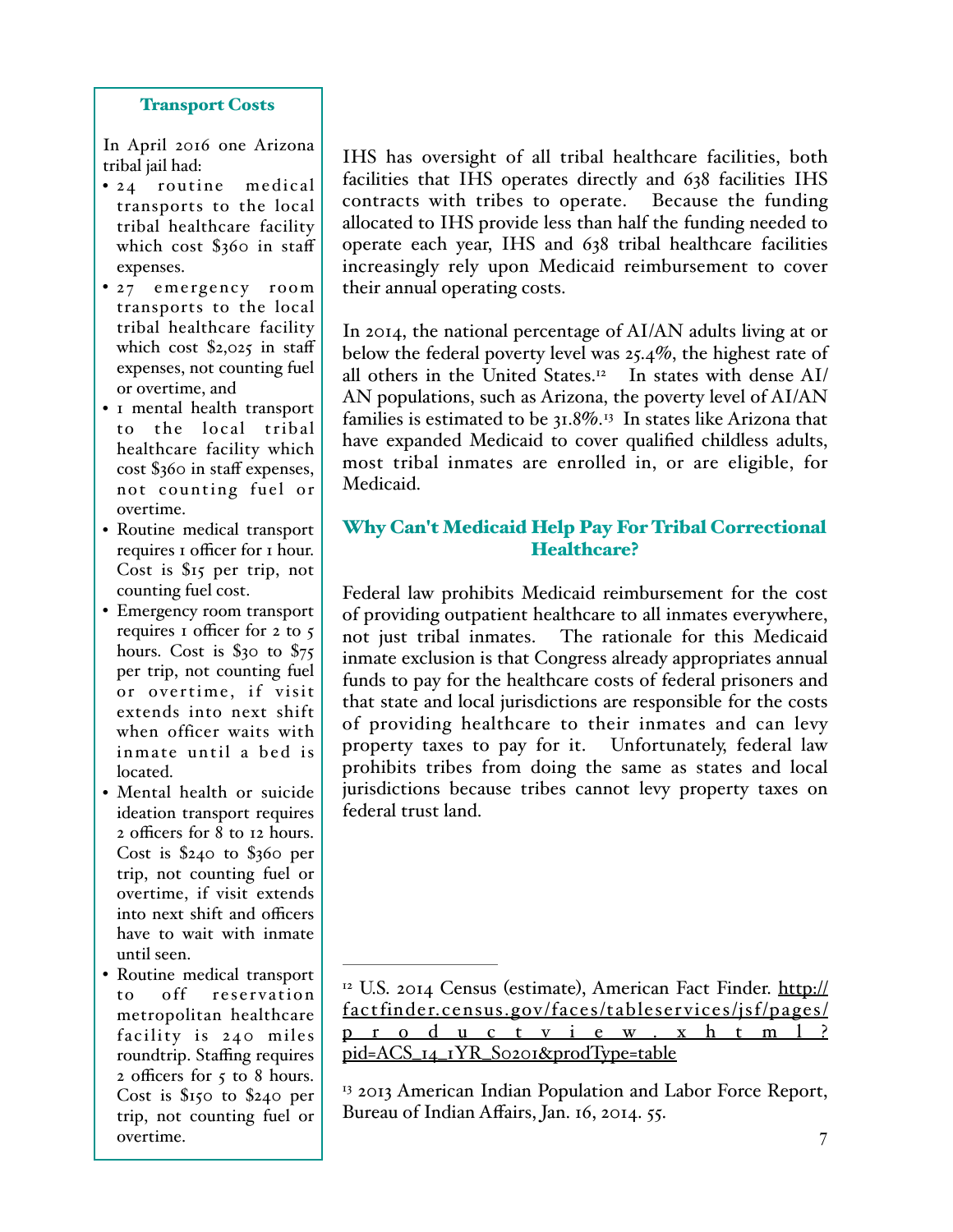### Transport Costs

In April 2016 one Arizona tribal jail had:

- 24 routine medical transports to the local tribal healthcare facility which cost $360 in staff expenses.
- 27 emergency room transports to the local tribal healthcare facility which cost $2,025 in staff expenses, not counting fuel or overtime, and
- 1 mental health transport to the local tribal healthcare facility which cost $360 in staff expenses, not counting fuel or overtime.
- Routine medical transport requires 1 officer for 1 hour. Cost is $15 per trip, not counting fuel cost.
- Emergency room transport requires 1 officer for 2 to 5 hours. Cost is $30 to $75 per trip, not counting fuel or overtime, if visit extends into next shift when officer waits with inmate until a bed is located.
- Mental health or suicide ideation transport requires 2 officers for 8 to 12 hours. Cost is $240 to $360 per trip, not counting fuel or overtime, if visit extends into next shift and officers have to wait with inmate until seen.
- Routine medical transport to off reservation metropolitan healthcare facility is 240 miles roundtrip. Staffing requires 2 officers for 5 to 8 hours. Cost is $150 to $240 per trip, not counting fuel or overtime.

IHS has oversight of all tribal healthcare facilities, both facilities that IHS operates directly and 638 facilities IHS contracts with tribes to operate. Because the funding allocated to IHS provide less than half the funding needed to operate each year, IHS and 638 tribal healthcare facilities increasingly rely upon Medicaid reimbursement to cover their annual operating costs.

In 2014, the national percentage of AI/AN adults living at or below the federal poverty level was 25.4%, the highest rate of all others in the United States.[12] In states with dense AI/AN populations, such as Arizona, the poverty level of AI/AN families is estimated to be 31.8%.[13] In states like Arizona that have expanded Medicaid to cover qualified childless adults, most tribal inmates are enrolled in, or are eligible, for Medicaid.

## Why Can't Medicaid Help Pay For Tribal Correctional Healthcare?

Federal law prohibits Medicaid reimbursement for the cost of providing outpatient healthcare to all inmates everywhere, not just tribal inmates. The rationale for this Medicaid inmate exclusion is that Congress already appropriates annual funds to pay for the healthcare costs of federal prisoners and that state and local jurisdictions are responsible for the costs of providing healthcare to their inmates and can levy property taxes to pay for it. Unfortunately, federal law prohibits tribes from doing the same as states and local jurisdictions because tribes cannot levy property taxes on federal trust land.

---

[12] U.S. 2014 Census (estimate), American Fact Finder. http://factfinder.census.gov/faces/tableservices/jsf/pages/productview.xhtml?pid=ACS_14_1YR_S0201&prodType=table

[13] 2013 American Indian Population and Labor Force Report, Bureau of Indian Affairs, Jan. 16, 2014. 55.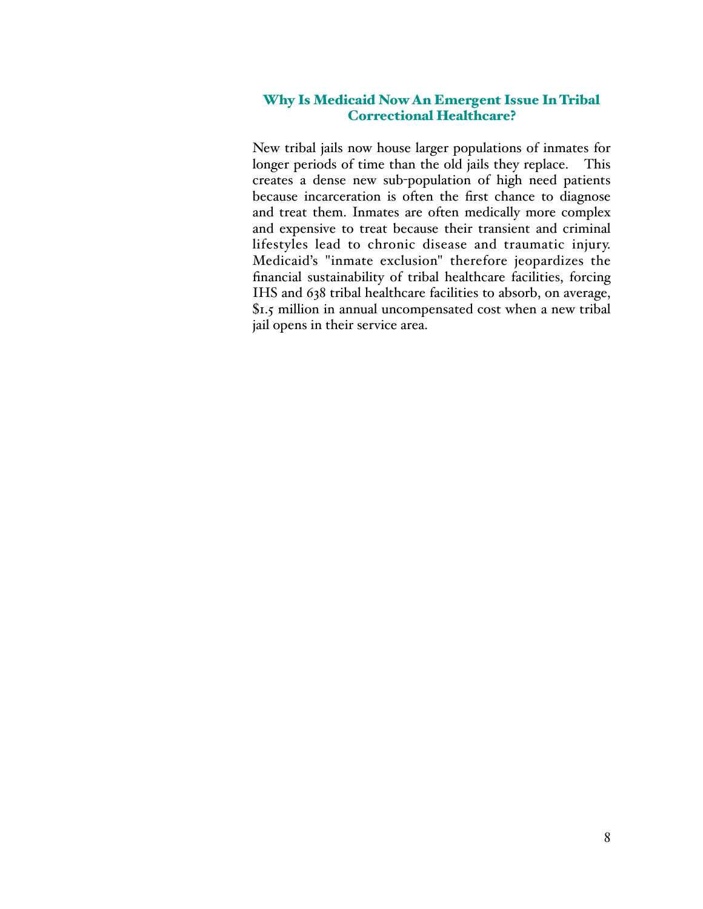## Why Is Medicaid Now An Emergent Issue In Tribal Correctional Healthcare?

New tribal jails now house larger populations of inmates for longer periods of time than the old jails they replace. This creates a dense new sub-population of high need patients because incarceration is often the first chance to diagnose and treat them. Inmates are often medically more complex and expensive to treat because their transient and criminal lifestyles lead to chronic disease and traumatic injury. Medicaid's "inmate exclusion" therefore jeopardizes the financial sustainability of tribal healthcare facilities, forcing IHS and 638 tribal healthcare facilities to absorb, on average, $1.5 million in annual uncompensated cost when a new tribal jail opens in their service area.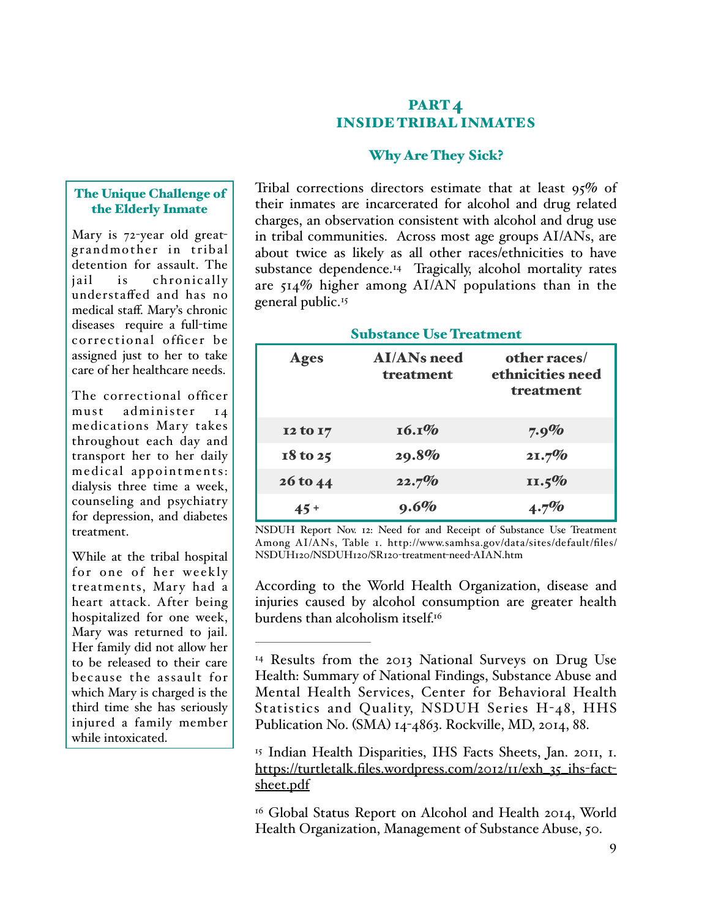# PART 4
# INSIDE TRIBAL INMATES

## Why Are They Sick?

Tribal corrections directors estimate that at least 95% of their inmates are incarcerated for alcohol and drug related charges, an observation consistent with alcohol and drug use in tribal communities. Across most age groups AI/ANs, are about twice as likely as all other races/ethnicities to have substance dependence.[14] Tragically, alcohol mortality rates are 514% higher among AI/AN populations than in the general public.[15]

### Substance Use Treatment

| Ages | AI/ANs need treatment | other races/ ethnicities need treatment |
|---|---|---|
| 12 to 17 | 16.1% | 7.9% |
| 18 to 25 | 29.8% | 21.7% |
| 26 to 44 | 22.7% | 11.5% |
| 45 + | 9.6% | 4.7% |

NSDUH Report Nov. 12: Need for and Receipt of Substance Use Treatment Among AI/ANs, Table 1. http://www.samhsa.gov/data/sites/default/files/NSDUH120/NSDUH120/SR120-treatment-need-AIAN.htm

According to the World Health Organization, disease and injuries caused by alcohol consumption are greater health burdens than alcoholism itself.[16]

### The Unique Challenge of the Elderly Inmate

Mary is 72-year old great-grandmother in tribal detention for assault. The jail is chronically understaffed and has no medical staff. Mary's chronic diseases require a full-time correctional officer be assigned just to her to take care of her healthcare needs.

The correctional officer must administer 14 medications Mary takes throughout each day and transport her to her daily medical appointments: dialysis three time a week, counseling and psychiatry for depression, and diabetes treatment.

While at the tribal hospital for one of her weekly treatments, Mary had a heart attack. After being hospitalized for one week, Mary was returned to jail. Her family did not allow her to be released to their care because the assault for which Mary is charged is the third time she has seriously injured a family member while intoxicated.

---

[14] Results from the 2013 National Surveys on Drug Use Health: Summary of National Findings, Substance Abuse and Mental Health Services, Center for Behavioral Health Statistics and Quality, NSDUH Series H-48, HHS Publication No. (SMA) 14-4863. Rockville, MD, 2014, 88.

[15] Indian Health Disparities, IHS Facts Sheets, Jan. 2011, 1. https://turtletalk.files.wordpress.com/2012/11/exh_35_ihs-fact-sheet.pdf

[16] Global Status Report on Alcohol and Health 2014, World Health Organization, Management of Substance Abuse, 50.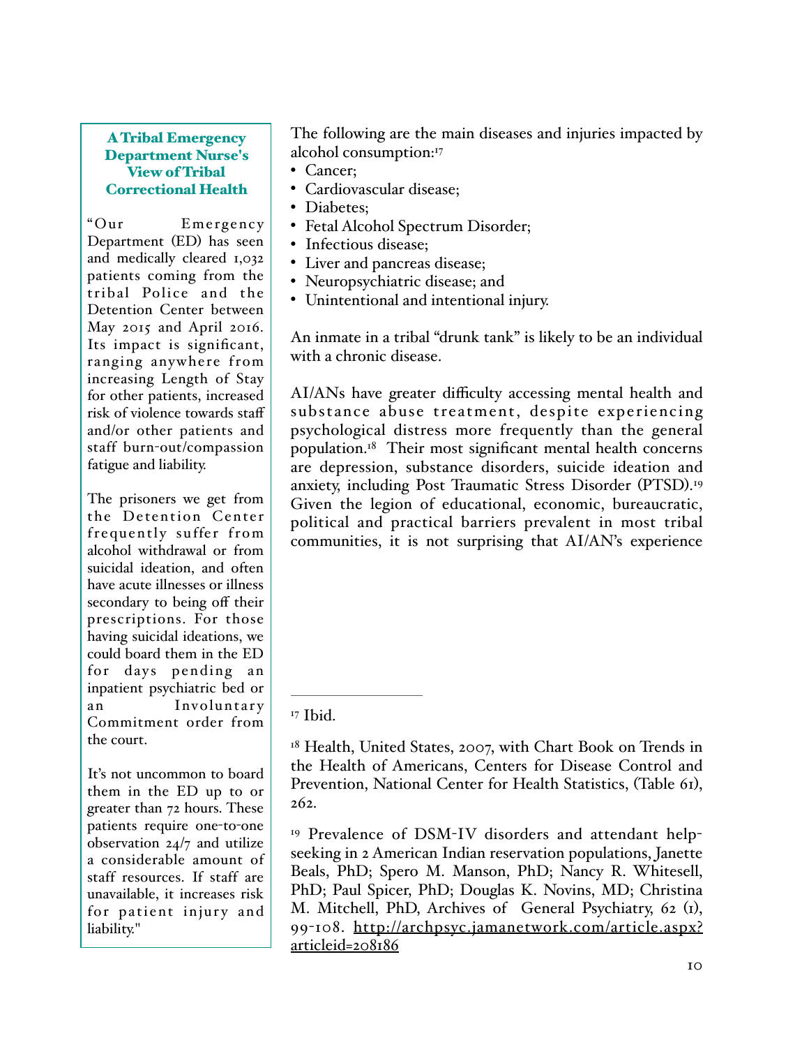### A Tribal Emergency Department Nurse's View of Tribal Correctional Health

"Our Emergency Department (ED) has seen and medically cleared 1,032 patients coming from the tribal Police and the Detention Center between May 2015 and April 2016. Its impact is significant, ranging anywhere from increasing Length of Stay for other patients, increased risk of violence towards staff and/or other patients and staff burn-out/compassion fatigue and liability.

The prisoners we get from the Detention Center frequently suffer from alcohol withdrawal or from suicidal ideation, and often have acute illnesses or illness secondary to being off their prescriptions. For those having suicidal ideations, we could board them in the ED for days pending an inpatient psychiatric bed or an Involuntary Commitment order from the court.

It's not uncommon to board them in the ED up to or greater than 72 hours. These patients require one-to-one observation 24/7 and utilize a considerable amount of staff resources. If staff are unavailable, it increases risk for patient injury and liability."

---

The following are the main diseases and injuries impacted by alcohol consumption:[17]

- Cancer;
- Cardiovascular disease;
- Diabetes;
- Fetal Alcohol Spectrum Disorder;
- Infectious disease;
- Liver and pancreas disease;
- Neuropsychiatric disease; and
- Unintentional and intentional injury.

An inmate in a tribal "drunk tank" is likely to be an individual with a chronic disease.

AI/ANs have greater difficulty accessing mental health and substance abuse treatment, despite experiencing psychological distress more frequently than the general population.[18] Their most significant mental health concerns are depression, substance disorders, suicide ideation and anxiety, including Post Traumatic Stress Disorder (PTSD).[19] Given the legion of educational, economic, bureaucratic, political and practical barriers prevalent in most tribal communities, it is not surprising that AI/AN's experience

---

[17] Ibid.

[18] Health, United States, 2007, with Chart Book on Trends in the Health of Americans, Centers for Disease Control and Prevention, National Center for Health Statistics, (Table 61), 262.

[19] Prevalence of DSM-IV disorders and attendant help-seeking in 2 American Indian reservation populations, Janette Beals, PhD; Spero M. Manson, PhD; Nancy R. Whitesell, PhD; Paul Spicer, PhD; Douglas K. Novins, MD; Christina M. Mitchell, PhD, Archives of General Psychiatry, 62 (1), 99-108. http://archpsyc.jamanetwork.com/article.aspx?articleid=208186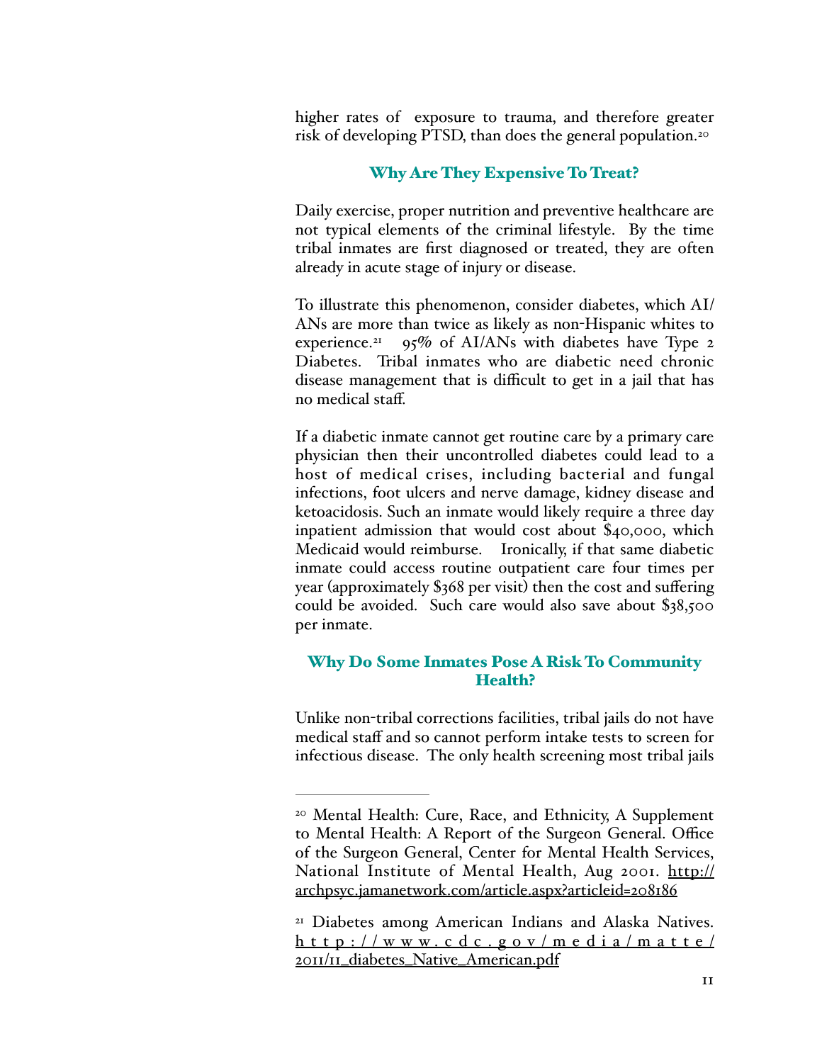higher rates of exposure to trauma, and therefore greater risk of developing PTSD, than does the general population.[20]

## Why Are They Expensive To Treat?

Daily exercise, proper nutrition and preventive healthcare are not typical elements of the criminal lifestyle. By the time tribal inmates are first diagnosed or treated, they are often already in acute stage of injury or disease.

To illustrate this phenomenon, consider diabetes, which AI/ANs are more than twice as likely as non-Hispanic whites to experience.[21] 95% of AI/ANs with diabetes have Type 2 Diabetes. Tribal inmates who are diabetic need chronic disease management that is difficult to get in a jail that has no medical staff.

If a diabetic inmate cannot get routine care by a primary care physician then their uncontrolled diabetes could lead to a host of medical crises, including bacterial and fungal infections, foot ulcers and nerve damage, kidney disease and ketoacidosis. Such an inmate would likely require a three day inpatient admission that would cost about $40,000, which Medicaid would reimburse. Ironically, if that same diabetic inmate could access routine outpatient care four times per year (approximately $368 per visit) then the cost and suffering could be avoided. Such care would also save about $38,500 per inmate.

## Why Do Some Inmates Pose A Risk To Community Health?

Unlike non-tribal corrections facilities, tribal jails do not have medical staff and so cannot perform intake tests to screen for infectious disease. The only health screening most tribal jails

---

[20] Mental Health: Cure, Race, and Ethnicity, A Supplement to Mental Health: A Report of the Surgeon General. Office of the Surgeon General, Center for Mental Health Services, National Institute of Mental Health, Aug 2001. http://archpsyc.jamanetwork.com/article.aspx?articleid=208186

[21] Diabetes among American Indians and Alaska Natives. http://www.cdc.gov/media/matte/2011/11_diabetes_Native_American.pdf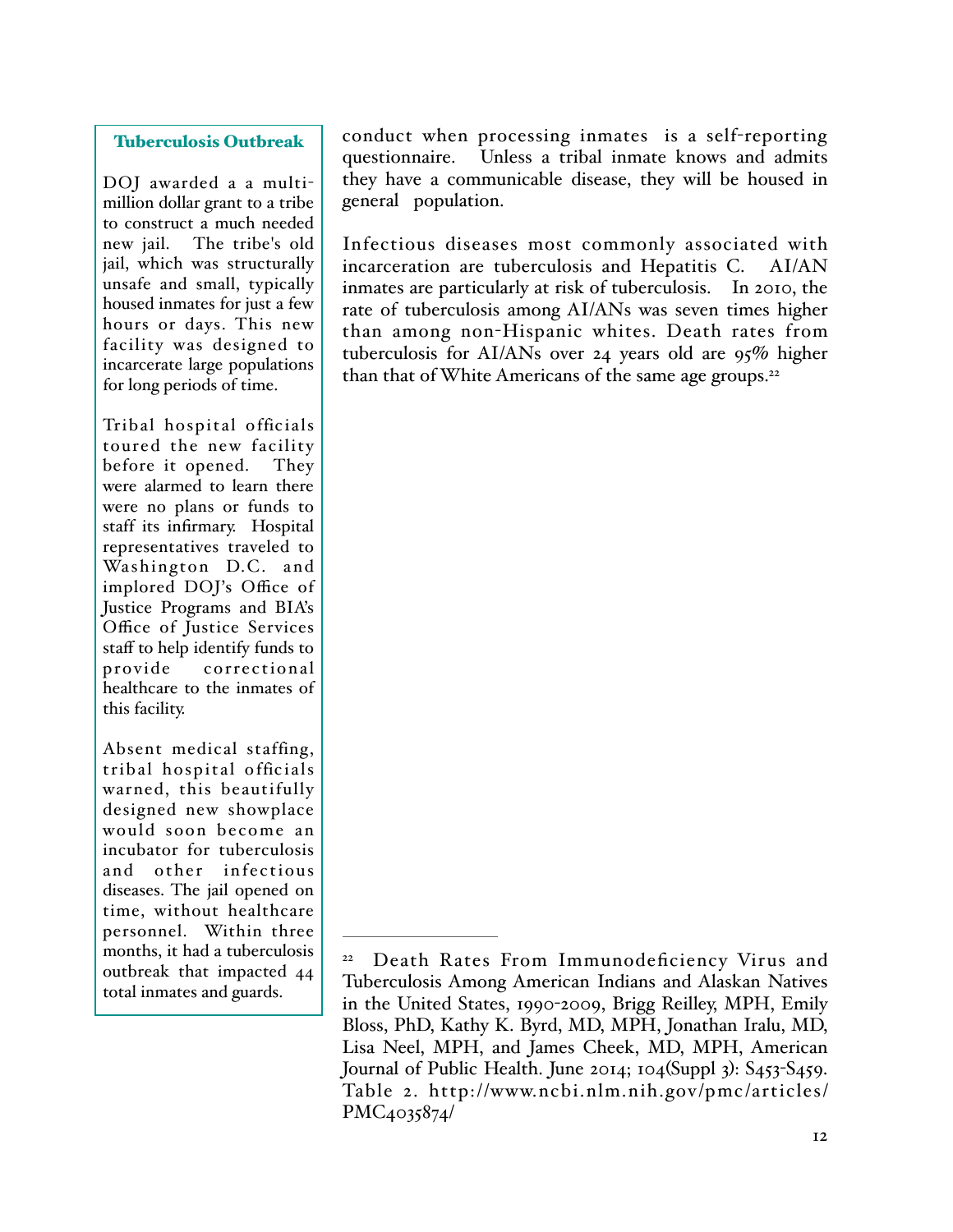conduct when processing inmates is a self-reporting questionnaire. Unless a tribal inmate knows and admits they have a communicable disease, they will be housed in general population.

Infectious diseases most commonly associated with incarceration are tuberculosis and Hepatitis C. AI/AN inmates are particularly at risk of tuberculosis. In 2010, the rate of tuberculosis among AI/ANs was seven times higher than among non-Hispanic whites. Death rates from tuberculosis for AI/ANs over 24 years old are 95% higher than that of White Americans of the same age groups.[22]

### Tuberculosis Outbreak

DOJ awarded a a multi-million dollar grant to a tribe to construct a much needed new jail. The tribe's old jail, which was structurally unsafe and small, typically housed inmates for just a few hours or days. This new facility was designed to incarcerate large populations for long periods of time.

Tribal hospital officials toured the new facility before it opened. They were alarmed to learn there were no plans or funds to staff its infirmary. Hospital representatives traveled to Washington D.C. and implored DOJ's Office of Justice Programs and BIA's Office of Justice Services staff to help identify funds to provide correctional healthcare to the inmates of this facility.

Absent medical staffing, tribal hospital officials warned, this beautifully designed new showplace would soon become an incubator for tuberculosis and other infectious diseases. The jail opened on time, without healthcare personnel. Within three months, it had a tuberculosis outbreak that impacted 44 total inmates and guards.

---

[22] Death Rates From Immunodeficiency Virus and Tuberculosis Among American Indians and Alaskan Natives in the United States, 1990-2009, Brigg Reilley, MPH, Emily Bloss, PhD, Kathy K. Byrd, MD, MPH, Jonathan Iralu, MD, Lisa Neel, MPH, and James Cheek, MD, MPH, American Journal of Public Health. June 2014; 104(Suppl 3): S453-S459. Table 2. http://www.ncbi.nlm.nih.gov/pmc/articles/PMC4035874/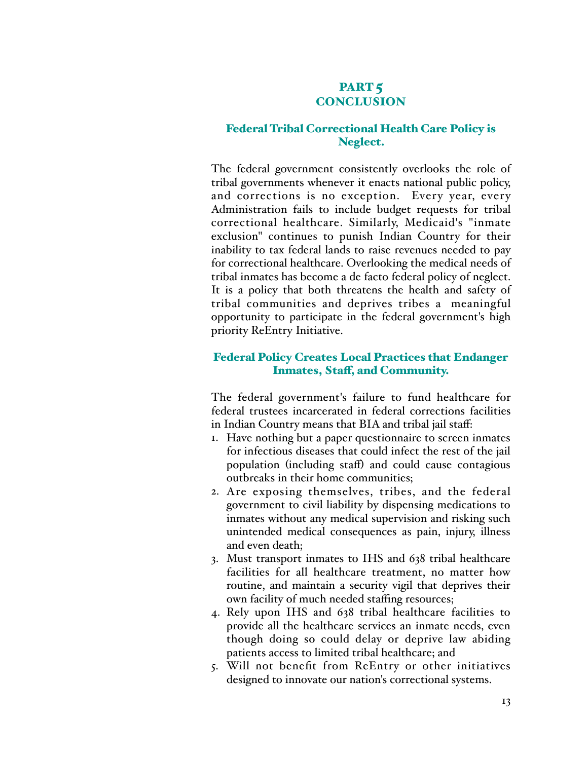# PART 5
# CONCLUSION

## Federal Tribal Correctional Health Care Policy is Neglect.

The federal government consistently overlooks the role of tribal governments whenever it enacts national public policy, and corrections is no exception. Every year, every Administration fails to include budget requests for tribal correctional healthcare. Similarly, Medicaid's "inmate exclusion" continues to punish Indian Country for their inability to tax federal lands to raise revenues needed to pay for correctional healthcare. Overlooking the medical needs of tribal inmates has become a de facto federal policy of neglect. It is a policy that both threatens the health and safety of tribal communities and deprives tribes a meaningful opportunity to participate in the federal government's high priority ReEntry Initiative.

## Federal Policy Creates Local Practices that Endanger Inmates, Staff, and Community.

The federal government's failure to fund healthcare for federal trustees incarcerated in federal corrections facilities in Indian Country means that BIA and tribal jail staff:

1. Have nothing but a paper questionnaire to screen inmates for infectious diseases that could infect the rest of the jail population (including staff) and could cause contagious outbreaks in their home communities;
2. Are exposing themselves, tribes, and the federal government to civil liability by dispensing medications to inmates without any medical supervision and risking such unintended medical consequences as pain, injury, illness and even death;
3. Must transport inmates to IHS and 638 tribal healthcare facilities for all healthcare treatment, no matter how routine, and maintain a security vigil that deprives their own facility of much needed staffing resources;
4. Rely upon IHS and 638 tribal healthcare facilities to provide all the healthcare services an inmate needs, even though doing so could delay or deprive law abiding patients access to limited tribal healthcare; and
5. Will not benefit from ReEntry or other initiatives designed to innovate our nation's correctional systems.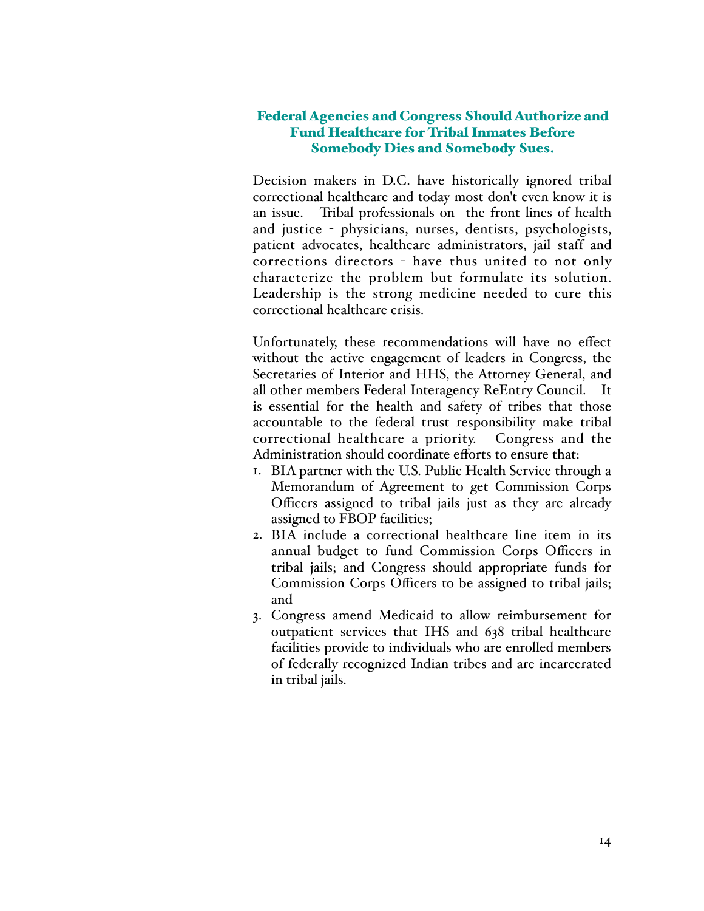## Federal Agencies and Congress Should Authorize and Fund Healthcare for Tribal Inmates Before Somebody Dies and Somebody Sues.

Decision makers in D.C. have historically ignored tribal correctional healthcare and today most don't even know it is an issue. Tribal professionals on the front lines of health and justice - physicians, nurses, dentists, psychologists, patient advocates, healthcare administrators, jail staff and corrections directors - have thus united to not only characterize the problem but formulate its solution. Leadership is the strong medicine needed to cure this correctional healthcare crisis.

Unfortunately, these recommendations will have no effect without the active engagement of leaders in Congress, the Secretaries of Interior and HHS, the Attorney General, and all other members Federal Interagency ReEntry Council. It is essential for the health and safety of tribes that those accountable to the federal trust responsibility make tribal correctional healthcare a priority. Congress and the Administration should coordinate efforts to ensure that:

1. BIA partner with the U.S. Public Health Service through a Memorandum of Agreement to get Commission Corps Officers assigned to tribal jails just as they are already assigned to FBOP facilities;
2. BIA include a correctional healthcare line item in its annual budget to fund Commission Corps Officers in tribal jails; and Congress should appropriate funds for Commission Corps Officers to be assigned to tribal jails; and
3. Congress amend Medicaid to allow reimbursement for outpatient services that IHS and 638 tribal healthcare facilities provide to individuals who are enrolled members of federally recognized Indian tribes and are incarcerated in tribal jails.